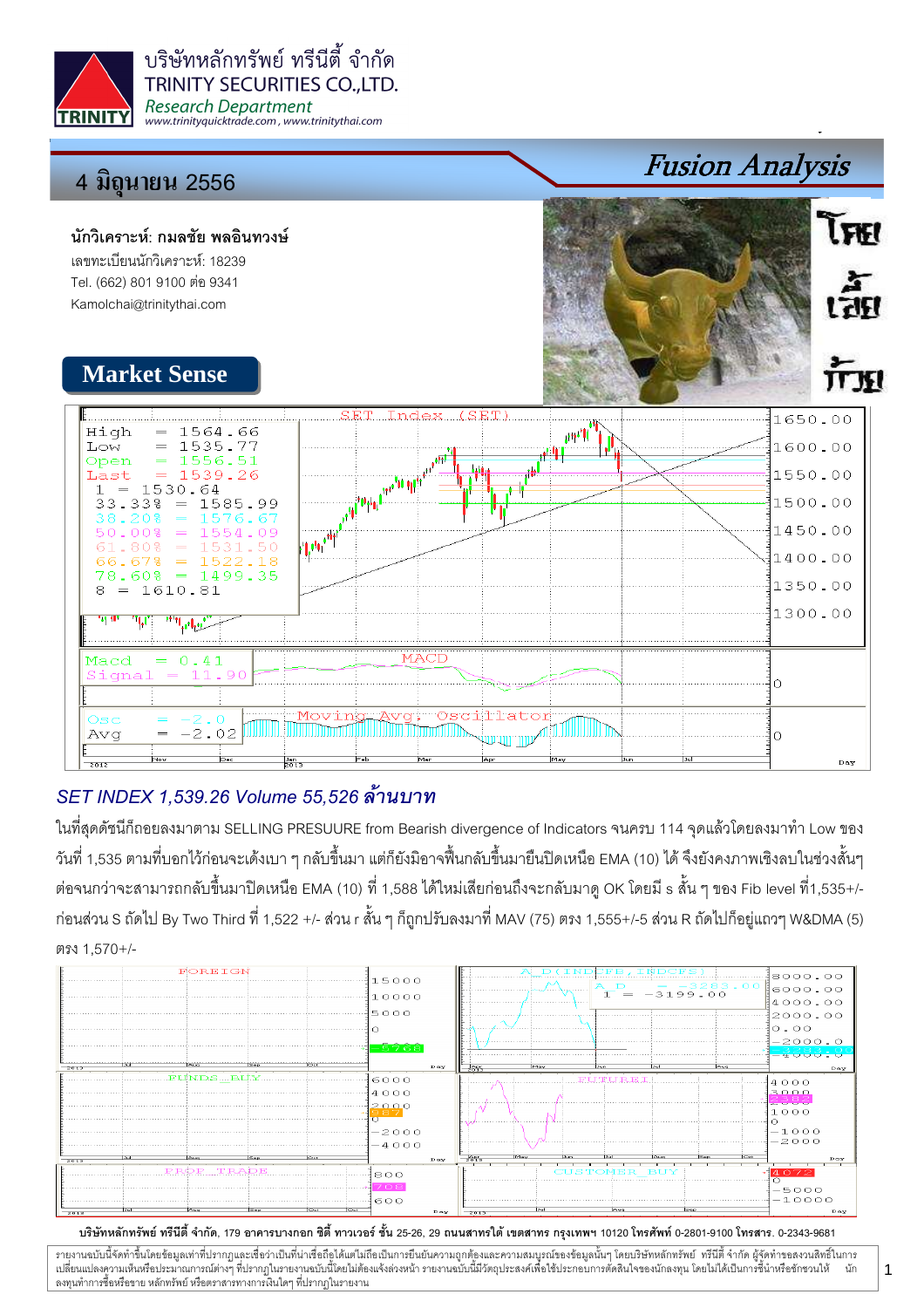บริษัทหลักทรัพย์ ทรีนีตี้ จำกัด
TRINITY SECURITIES CO.,LTD.
*Research Department*
www.trinityquicktrade.com , www.trinitythai.com

# Fusion Analysis

4 มิถุนายน 2556

**นักวิเคราะห์: กมลชัย พลอินทวงษ์**
เลขทะเบียนนักวิเคราะห์: 18239
Tel. (662) 801 9100 ต่อ 9341
Kamolchai@trinitythai.com

## Market Sense

SET Index (SET)

| | |
|---|---|
| High | = 1564.66 |
| Low | = 1535.77 |
| Open | = 1556.51 |
| Last | = 1539.26 |
| 1 | = 1530.64 |
| 33.33% | = 1585.99 |
| 38.20% | = 1576.67 |
| 50.00% | = 1554.09 |
| 61.80% | = 1531.50 |
| 66.67% | = 1522.18 |
| 78.60% | = 1499.35 |
| 8 | = 1610.81 |

MACD: Macd = 0.41, Signal = 11.90

Moving Avg. Oscillator: Osc = -2.0, Avg = -2.02

### *SET INDEX 1,539.26 Volume 55,526 ล้านบาท*

ในที่สุดดัชนีก็ถอยลงมาตาม SELLING PRESUURE from Bearish divergence of Indicators จนครบ 114 จุดแล้วโดยลงมาทำ Low ของวันที่ 1,535 ตามที่บอกไว้ก่อนจะเด้งเบา ๆ กลับขึ้นมา แต่ก็ยังมิอาจฟื้นกลับขึ้นมายืนปิดเหนือ EMA (10) ได้ จึงยังคงภาพเชิงลบในช่วงสั้นๆ ต่อจนกว่าจะสามารถกลับขึ้นมาปิดเหนือ EMA (10) ที่ 1,588 ได้ใหม่เสียก่อนถึงจะกลับมาดู OK โดยมี s สั้น ๆ ของ Fib level ที่1,535+/- ก่อนส่วน S ถัดไป By Two Third ที่ 1,522 +/- ส่วน r สั้น ๆ ก็ถูกปรับลงมาที่ MAV (75) ตรง 1,555+/-5 ส่วน R ถัดไปก็อยู่แถวๆ W&DMA (5) ตรง 1,570+/-

FOREIGN: -5,708

A_D (INDEPE, INDCPS): A_D = -3283.00, 1 = -3199.00

FUNDS_BUY: 587

FUTURE1: 2,372

PROP_TRADE: 708

CUSTOMER_BUY: 4,072

บริษัทหลักทรัพย์ ทรีนีตี้ จำกัด, 179 อาคารบางกอก ซิตี้ ทาวเวอร์ ชั้น 25-26, 29 ถนนสาทรใต้ เขตสาทร กรุงเทพฯ 10120 โทรศัพท์ 0-2801-9100 โทรสาร. 0-2343-9681

รายงานฉบับนี้จัดทำขึ้นโดยข้อมูลเท่าที่ปรากฏและเชื่อว่าเป็นที่น่าเชื่อถือได้แต่ไม่ถือเป็นการยืนยันความถูกต้องและความสมบูรณ์ของข้อมูลนั้นๆ โดยบริษัทหลักทรัพย์ ทรีนีตี้ จำกัด ผู้จัดทำขอสงวนสิทธิ์ในการเปลี่ยนแปลงความเห็นหรือประมาณการณ์ต่างๆ ที่ปรากฏในรายงานฉบับนี้โดยไม่ต้องแจ้งล่วงหน้า รายงานฉบับนี้มีวัตถุประสงค์เพื่อใช้ประกอบการตัดสินใจของนักลงทุน โดยไม่ได้เป็นการชี้นำหรือชักชวนให้ นักลงทุนทำการซื้อหรือขาย หลักทรัพย์ หรือตราสารทางการเงินใดๆ ที่ปรากฏในรายงาน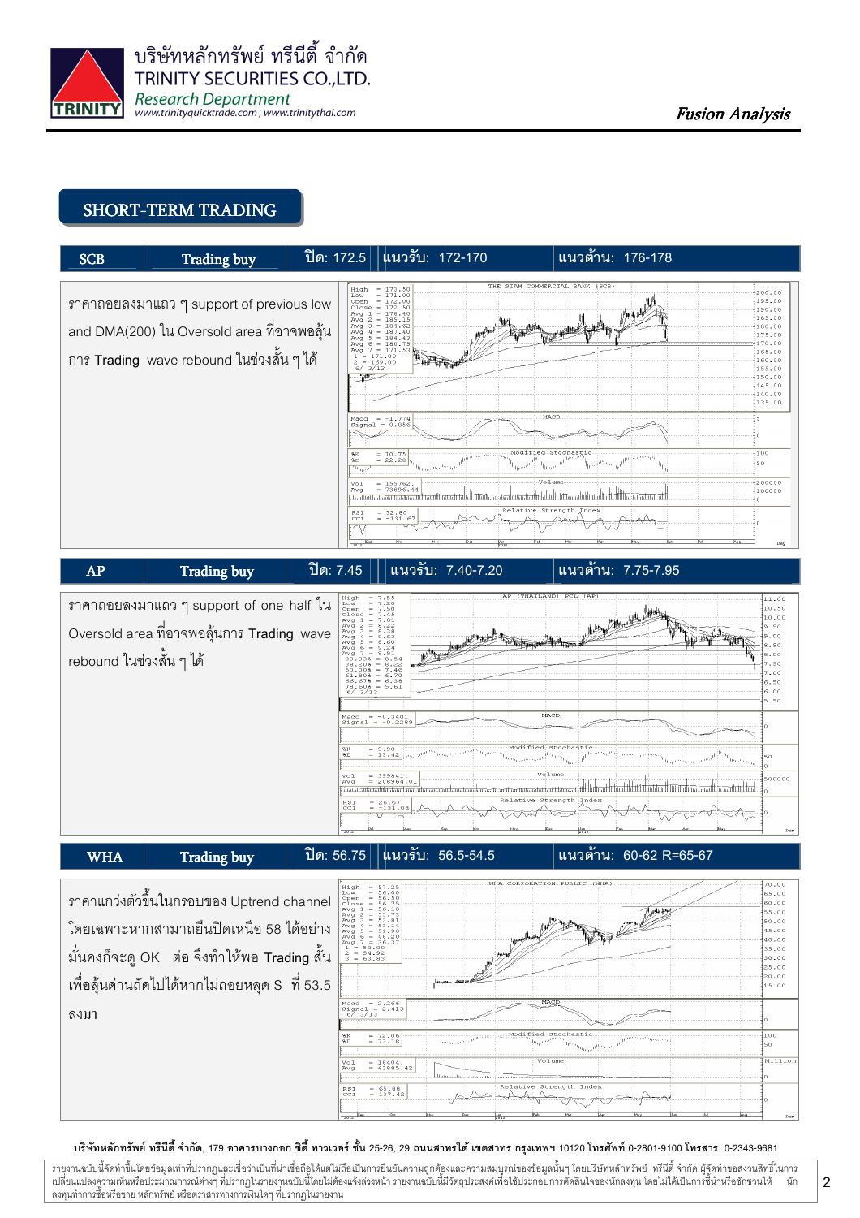## SHORT-TERM TRADING

| SCB | Trading buy | ปิด: 172.5 | แนวรับ: 172-170 | แนวต้าน: 176-178 |
|---|---|---|---|---|

ราคาถอยลงมาแถว ๆ support of previous low and DMA(200) ใน Oversold area ที่อาจพอลุ้นการ Trading wave rebound ในช่วงสั้น ๆ ได้

| AP | Trading buy | ปิด: 7.45 | แนวรับ: 7.40-7.20 | แนวต้าน: 7.75-7.95 |
|---|---|---|---|---|

ราคาถอยลงมาแถว ๆ support of one half ใน Oversold area ที่อาจพอลุ้นการ Trading wave rebound ในช่วงสั้น ๆ ได้

| WHA | Trading buy | ปิด: 56.75 | แนวรับ: 56.5-54.5 | แนวต้าน: 60-62 R=65-67 |
|---|---|---|---|---|

ราคาแกว่งตัวขึ้นในกรอบของ Uptrend channel โดยเฉพาะหากสามารถยืนปิดเหนือ 58 ได้อย่างมั่นคงก็จะดู OK ต่อ จึงทำให้พอ Trading สั้น เพื่อลุ้นด่านถัดไปได้หากไม่ถอยหลุด S ที่ 53.5 ลงมา

บริษัทหลักทรัพย์ ทรีนีตี้ จำกัด, 179 อาคารบางกอก ซิตี้ ทาวเวอร์ ชั้น 25-26, 29 ถนนสาทรใต้ เขตสาทร กรุงเทพฯ 10120 โทรศัพท์ 0-2801-9100 โทรสาร. 0-2343-9681

รายงานฉบับนี้จัดทำขึ้นโดยข้อมูลเท่าที่ปรากฏและเชื่อว่าเป็นที่น่าเชื่อถือได้แต่ไม่ถือเป็นการยืนยันความถูกต้องและความสมบูรณ์ของข้อมูลนั้นๆ โดยบริษัทหลักทรัพย์ ทรีนีตี้ จำกัด ผู้จัดทำขอสงวนสิทธิ์ในการเปลี่ยนแปลงความเห็นหรือประมาณการณ์ต่างๆ ที่ปรากฏในรายงานฉบับนี้โดยไม่ต้องแจ้งล่วงหน้า รายงานฉบับนี้มีวัตถุประสงค์เพื่อใช้ประกอบการตัดสินใจของนักลงทุน โดยไม่ได้เป็นการชี้นำหรือชักชวนให้นักลงทุนทำการซื้อหรือขาย หลักทรัพย์ หรือตราสารทางการเงินใดๆ ที่ปรากฏในรายงาน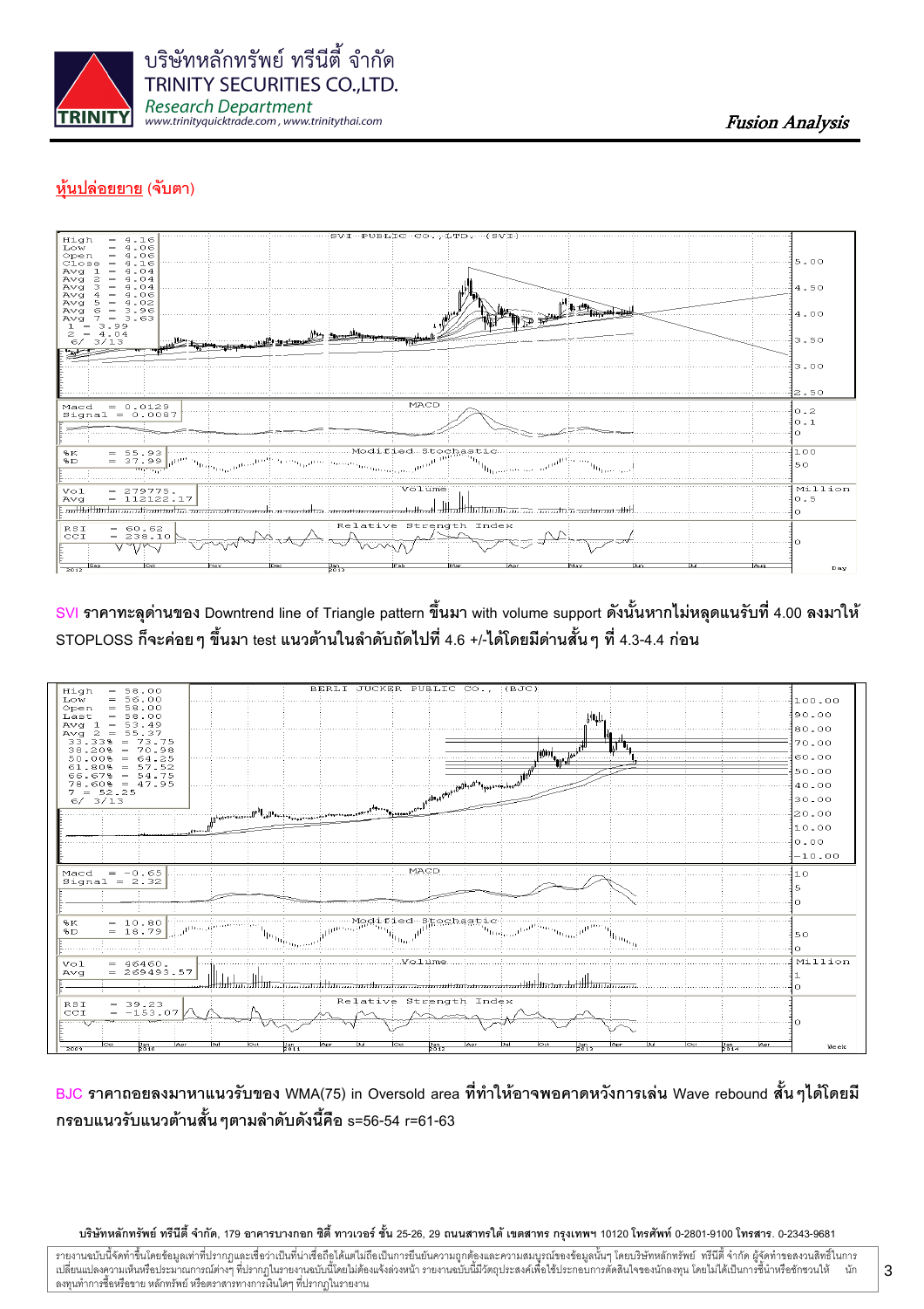## หุ้นปล่อยยาย (จับตา)

High = 4.16
Low = 4.06
Open = 4.06
Close = 4.16
Avg 1 = 4.04
Avg 2 = 4.04
Avg 3 = 4.04
Avg 4 = 4.06
Avg 5 = 4.02
Avg 6 = 3.96
Avg 7 = 3.63
1 = 3.99
2 = 4.04
6/ 3/13

SVI PUBLIC CO.,LTD. (SVI)

5.00
4.50
4.00
3.50
3.00
2.50

Macd = 0.0129
Signal = 0.0087
MACD
0.2
0.1
0

%K = 55.93
%D = 37.99
Modified Stochastic
100
50

Vol = 279775.
Avg = 112122.17
Volume
Million
0.5
0

RSI = 60.62
CCI = 238.10
Relative Strength Index
0

2012 Sep Oct Nov Dec Jan 2013 Feb Mar Apr May Jun Jul Aug Day

SVI ราคาทะลุด่านของ Downtrend line of Triangle pattern ขึ้นมา with volume support ดังนั้นหากไม่หลุดแนวรับที่ 4.00 ลงมาให้ STOPLOSS ก็จะค่อยๆ ขึ้นมา test แนวต้านในลำดับถัดไปที่ 4.6 +/-ได้โดยมีด่านสั้นๆ ที่ 4.3-4.4 ก่อน

High = 58.00
Low = 56.00
Open = 58.00
Last = 58.00
Avg 1 = 53.49
Avg 2 = 55.37
33.33% = 73.75
38.20% = 70.98
50.00% = 64.25
61.80% = 57.52
66.67% = 54.75
78.60% = 47.95
7 = 52.25
6/ 3/13

BERLI JUCKER PUBLIC CO., (BJC)

100.00
90.00
80.00
70.00
60.00
50.00
40.00
30.00
20.00
10.00
0.00
-10.00

Macd = -0.65
Signal = 2.32
MACD
10
5
0

%K = 10.80
%D = 18.79
Modified Stochastic
50
0

Vol = 46460.
Avg = 269493.57
Volume
Million
1
0

RSI = 39.23
CCI = -153.07
Relative Strength Index
0

2009 Oct Jan 2010 Apr Jul Oct Jan 2011 Apr Jul Oct Jan 2012 Apr Jul Oct Jan 2013 Apr Jul Oct Jan 2014 Apr Week

BJC ราคาถอยลงมาหาแนวรับของ WMA(75) in Oversold area ที่ทำให้อาจพอคาดหวังการเล่น Wave rebound สั้นๆได้โดยมีกรอบแนวรับแนวต้านสั้นๆตามลำดับดังนี้คือ s=56-54 r=61-63

บริษัทหลักทรัพย์ ทรีนีตี้ จำกัด, 179 อาคารบางกอก ซิตี้ ทาวเวอร์ ชั้น 25-26, 29 ถนนสาทรใต้ เขตสาทร กรุงเทพฯ 10120 โทรศัพท์ 0-2801-9100 โทรสาร. 0-2343-9681

รายงานฉบับนี้จัดทำขึ้นโดยข้อมูลเท่าที่ปรากฏและเชื่อว่าเป็นที่น่าเชื่อถือได้แต่ไม่ถือเป็นการยืนยันความถูกต้องและความสมบูรณ์ของข้อมูลนั้นๆ โดยบริษัทหลักทรัพย์ ทรีนีตี้ จำกัด ผู้จัดทำขอสงวนสิทธิ์ในการเปลี่ยนแปลงความเห็นหรือประมาณการณ์ต่างๆ ที่ปรากฏในรายงานฉบับนี้โดยไม่ต้องแจ้งล่วงหน้า รายงานฉบับนี้มีวัตถุประสงค์เพื่อใช้ประกอบการตัดสินใจของนักลงทุน โดยไม่ได้เป็นการชี้นำหรือชักชวนให้ นักลงทุนทำการซื้อหรือขาย หลักทรัพย์ หรือตราสารทางการเงินใดๆ ที่ปรากฏในรายงาน